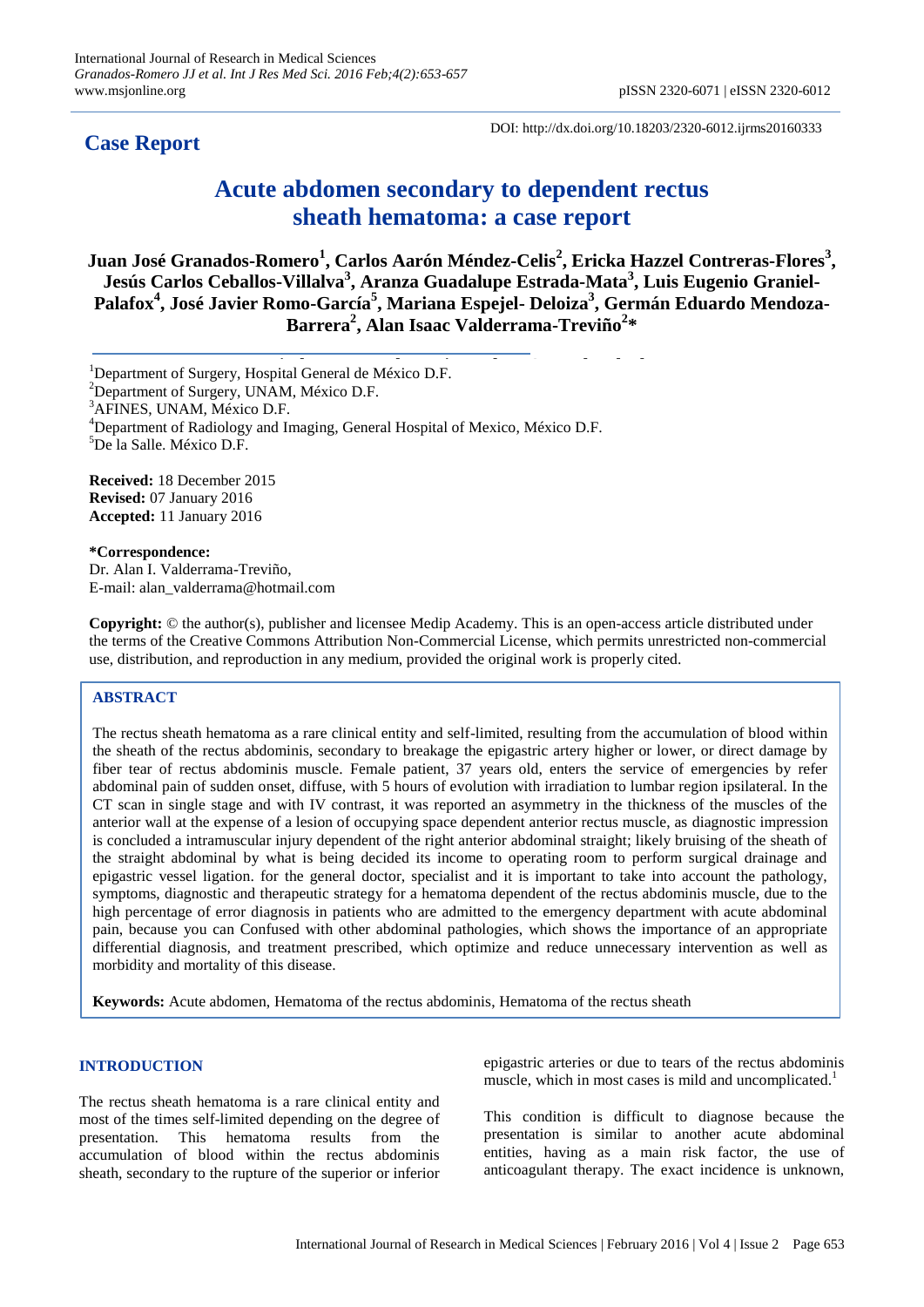# Case Report

DOI: http://dx.doi.org/10.18203/2320-6012.ijrms20160333

# Acute abdomen secondary to dependent rectus sheath hematoma: a case report

**Juan José Granados-Romero[1], Carlos Aarón Méndez-Celis[2], Ericka Hazzel Contreras-Flores[3], Jesús Carlos Ceballos-Villalva[3], Aranza Guadalupe Estrada-Mata[3], Luis Eugenio Graniel-Palafox[4], José Javier Romo-García[5], Mariana Espejel- Deloiza[3], Germán Eduardo Mendoza-Barrera[2], Alan Isaac Valderrama-Treviño[2]***

[1]Department of Surgery, Hospital General de México D.F.
[2]Department of Surgery, UNAM, México D.F.
[3]AFINES, UNAM, México D.F.
[4]Department of Radiology and Imaging, General Hospital of Mexico, México D.F.
[5]De la Salle. México D.F.

**Received:** 18 December 2015
**Revised:** 07 January 2016
**Accepted:** 11 January 2016

***Correspondence:**
Dr. Alan I. Valderrama-Treviño,
E-mail: alan_valderrama@hotmail.com

**Copyright:** © the author(s), publisher and licensee Medip Academy. This is an open-access article distributed under the terms of the Creative Commons Attribution Non-Commercial License, which permits unrestricted non-commercial use, distribution, and reproduction in any medium, provided the original work is properly cited.

## ABSTRACT

The rectus sheath hematoma as a rare clinical entity and self-limited, resulting from the accumulation of blood within the sheath of the rectus abdominis, secondary to breakage the epigastric artery higher or lower, or direct damage by fiber tear of rectus abdominis muscle. Female patient, 37 years old, enters the service of emergencies by refer abdominal pain of sudden onset, diffuse, with 5 hours of evolution with irradiation to lumbar region ipsilateral. In the CT scan in single stage and with IV contrast, it was reported an asymmetry in the thickness of the muscles of the anterior wall at the expense of a lesion of occupying space dependent anterior rectus muscle, as diagnostic impression is concluded a intramuscular injury dependent of the right anterior abdominal straight; likely bruising of the sheath of the straight abdominal by what is being decided its income to operating room to perform surgical drainage and epigastric vessel ligation. for the general doctor, specialist and it is important to take into account the pathology, symptoms, diagnostic and therapeutic strategy for a hematoma dependent of the rectus abdominis muscle, due to the high percentage of error diagnosis in patients who are admitted to the emergency department with acute abdominal pain, because you can Confused with other abdominal pathologies, which shows the importance of an appropriate differential diagnosis, and treatment prescribed, which optimize and reduce unnecessary intervention as well as morbidity and mortality of this disease.

**Keywords:** Acute abdomen, Hematoma of the rectus abdominis, Hematoma of the rectus sheath

## INTRODUCTION

The rectus sheath hematoma is a rare clinical entity and most of the times self-limited depending on the degree of presentation. This hematoma results from the accumulation of blood within the rectus abdominis sheath, secondary to the rupture of the superior or inferior epigastric arteries or due to tears of the rectus abdominis muscle, which in most cases is mild and uncomplicated.[1]

This condition is difficult to diagnose because the presentation is similar to another acute abdominal entities, having as a main risk factor, the use of anticoagulant therapy. The exact incidence is unknown,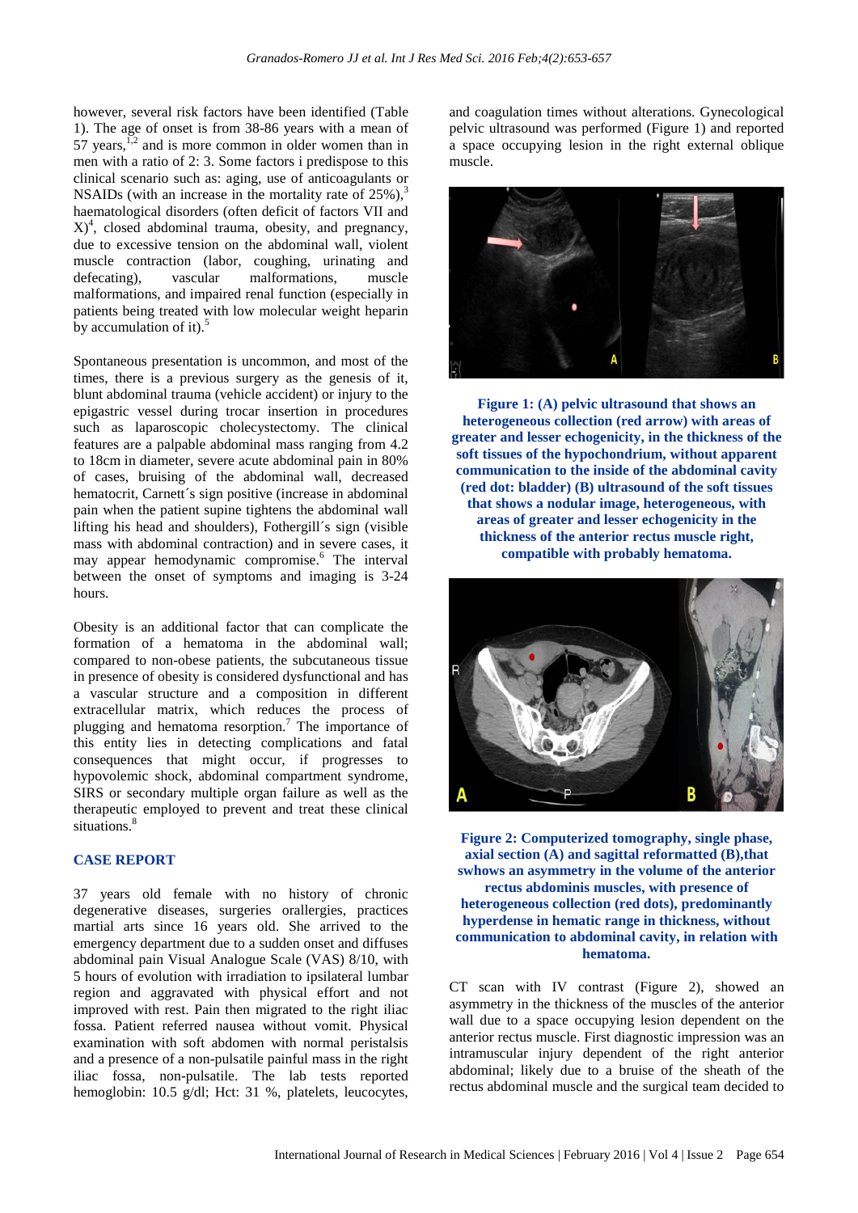however, several risk factors have been identified (Table 1). The age of onset is from 38-86 years with a mean of 57 years,[1,2] and is more common in older women than in men with a ratio of 2: 3. Some factors i predispose to this clinical scenario such as: aging, use of anticoagulants or NSAIDs (with an increase in the mortality rate of 25%),[3] haematological disorders (often deficit of factors VII and X)[4], closed abdominal trauma, obesity, and pregnancy, due to excessive tension on the abdominal wall, violent muscle contraction (labor, coughing, urinating and defecating), vascular malformations, muscle malformations, and impaired renal function (especially in patients being treated with low molecular weight heparin by accumulation of it).[5]

Spontaneous presentation is uncommon, and most of the times, there is a previous surgery as the genesis of it, blunt abdominal trauma (vehicle accident) or injury to the epigastric vessel during trocar insertion in procedures such as laparoscopic cholecystectomy. The clinical features are a palpable abdominal mass ranging from 4.2 to 18cm in diameter, severe acute abdominal pain in 80% of cases, bruising of the abdominal wall, decreased hematocrit, Carnett´s sign positive (increase in abdominal pain when the patient supine tightens the abdominal wall lifting his head and shoulders), Fothergill´s sign (visible mass with abdominal contraction) and in severe cases, it may appear hemodynamic compromise.[6] The interval between the onset of symptoms and imaging is 3-24 hours.

Obesity is an additional factor that can complicate the formation of a hematoma in the abdominal wall; compared to non-obese patients, the subcutaneous tissue in presence of obesity is considered dysfunctional and has a vascular structure and a composition in different extracellular matrix, which reduces the process of plugging and hematoma resorption.[7] The importance of this entity lies in detecting complications and fatal consequences that might occur, if progresses to hypovolemic shock, abdominal compartment syndrome, SIRS or secondary multiple organ failure as well as the therapeutic employed to prevent and treat these clinical situations.[8]

## CASE REPORT

37 years old female with no history of chronic degenerative diseases, surgeries orallergies, practices martial arts since 16 years old. She arrived to the emergency department due to a sudden onset and diffuses abdominal pain Visual Analogue Scale (VAS) 8/10, with 5 hours of evolution with irradiation to ipsilateral lumbar region and aggravated with physical effort and not improved with rest. Pain then migrated to the right iliac fossa. Patient referred nausea without vomit. Physical examination with soft abdomen with normal peristalsis and a presence of a non-pulsatile painful mass in the right iliac fossa, non-pulsatile. The lab tests reported hemoglobin: 10.5 g/dl; Hct: 31 %, platelets, leucocytes, and coagulation times without alterations. Gynecological pelvic ultrasound was performed (Figure 1) and reported a space occupying lesion in the right external oblique muscle.

**Figure 1: (A) pelvic ultrasound that shows an heterogeneous collection (red arrow) with areas of greater and lesser echogenicity, in the thickness of the soft tissues of the hypochondrium, without apparent communication to the inside of the abdominal cavity (red dot: bladder) (B) ultrasound of the soft tissues that shows a nodular image, heterogeneous, with areas of greater and lesser echogenicity in the thickness of the anterior rectus muscle right, compatible with probably hematoma.**

**Figure 2: Computerized tomography, single phase, axial section (A) and sagittal reformatted (B),that swhows an asymmetry in the volume of the anterior rectus abdominis muscles, with presence of heterogeneous collection (red dots), predominantly hyperdense in hematic range in thickness, without communication to abdominal cavity, in relation with hematoma.**

CT scan with IV contrast (Figure 2), showed an asymmetry in the thickness of the muscles of the anterior wall due to a space occupying lesion dependent on the anterior rectus muscle. First diagnostic impression was an intramuscular injury dependent of the right anterior abdominal; likely due to a bruise of the sheath of the rectus abdominal muscle and the surgical team decided to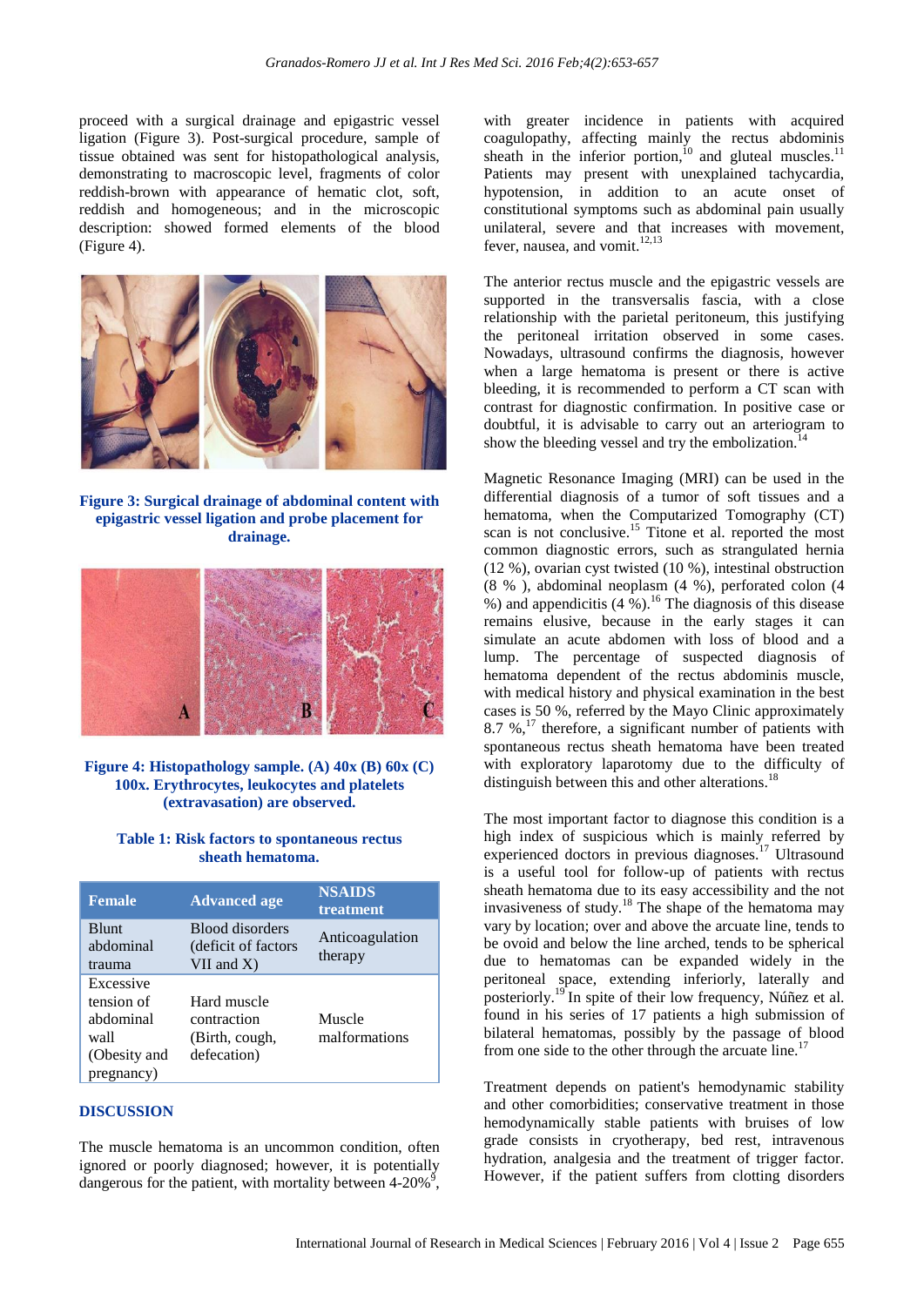proceed with a surgical drainage and epigastric vessel ligation (Figure 3). Post-surgical procedure, sample of tissue obtained was sent for histopathological analysis, demonstrating to macroscopic level, fragments of color reddish-brown with appearance of hematic clot, soft, reddish and homogeneous; and in the microscopic description: showed formed elements of the blood (Figure 4).

**Figure 3: Surgical drainage of abdominal content with epigastric vessel ligation and probe placement for drainage.**

**Figure 4: Histopathology sample. (A) 40x (B) 60x (C) 100x. Erythrocytes, leukocytes and platelets (extravasation) are observed.**

**Table 1: Risk factors to spontaneous rectus sheath hematoma.**

| Female | Advanced age | NSAIDS treatment |
|---|---|---|
| Blunt abdominal trauma | Blood disorders (deficit of factors VII and X) | Anticoagulation therapy |
| Excessive tension of abdominal wall (Obesity and pregnancy) | Hard muscle contraction (Birth, cough, defecation) | Muscle malformations |

## DISCUSSION

The muscle hematoma is an uncommon condition, often ignored or poorly diagnosed; however, it is potentially dangerous for the patient, with mortality between 4-20%[9], with greater incidence in patients with acquired coagulopathy, affecting mainly the rectus abdominis sheath in the inferior portion,[10] and gluteal muscles.[11] Patients may present with unexplained tachycardia, hypotension, in addition to an acute onset of constitutional symptoms such as abdominal pain usually unilateral, severe and that increases with movement, fever, nausea, and vomit.[12,13]

The anterior rectus muscle and the epigastric vessels are supported in the transversalis fascia, with a close relationship with the parietal peritoneum, this justifying the peritoneal irritation observed in some cases. Nowadays, ultrasound confirms the diagnosis, however when a large hematoma is present or there is active bleeding, it is recommended to perform a CT scan with contrast for diagnostic confirmation. In positive case or doubtful, it is advisable to carry out an arteriogram to show the bleeding vessel and try the embolization.[14]

Magnetic Resonance Imaging (MRI) can be used in the differential diagnosis of a tumor of soft tissues and a hematoma, when the Computarized Tomography (CT) scan is not conclusive.[15] Titone et al. reported the most common diagnostic errors, such as strangulated hernia (12 %), ovarian cyst twisted (10 %), intestinal obstruction (8 % ), abdominal neoplasm (4 %), perforated colon (4 %) and appendicitis (4 %).[16] The diagnosis of this disease remains elusive, because in the early stages it can simulate an acute abdomen with loss of blood and a lump. The percentage of suspected diagnosis of hematoma dependent of the rectus abdominis muscle, with medical history and physical examination in the best cases is 50 %, referred by the Mayo Clinic approximately 8.7 %,[17] therefore, a significant number of patients with spontaneous rectus sheath hematoma have been treated with exploratory laparotomy due to the difficulty of distinguish between this and other alterations.[18]

The most important factor to diagnose this condition is a high index of suspicious which is mainly referred by experienced doctors in previous diagnoses.[17] Ultrasound is a useful tool for follow-up of patients with rectus sheath hematoma due to its easy accessibility and the not invasiveness of study.[18] The shape of the hematoma may vary by location; over and above the arcuate line, tends to be ovoid and below the line arched, tends to be spherical due to hematomas can be expanded widely in the peritoneal space, extending inferiorly, laterally and posteriorly.[19] In spite of their low frequency, Núñez et al. found in his series of 17 patients a high submission of bilateral hematomas, possibly by the passage of blood from one side to the other through the arcuate line.[17]

Treatment depends on patient's hemodynamic stability and other comorbidities; conservative treatment in those hemodynamically stable patients with bruises of low grade consists in cryotherapy, bed rest, intravenous hydration, analgesia and the treatment of trigger factor. However, if the patient suffers from clotting disorders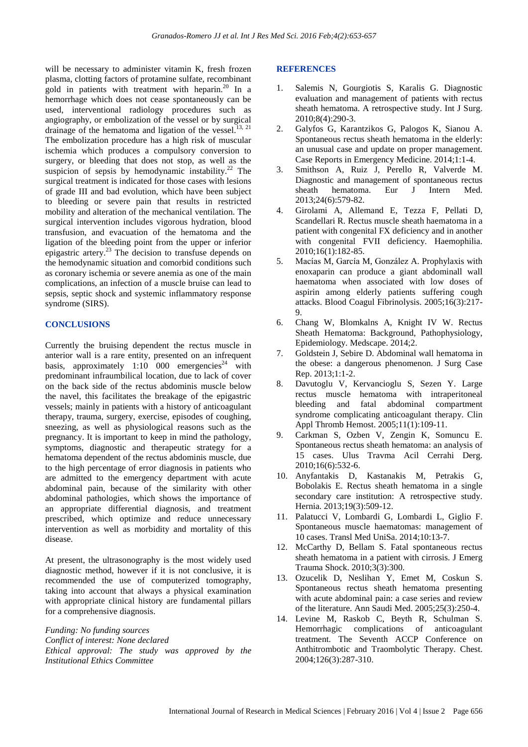will be necessary to administer vitamin K, fresh frozen plasma, clotting factors of protamine sulfate, recombinant gold in patients with treatment with heparin.[20] In a hemorrhage which does not cease spontaneously can be used, interventional radiology procedures such as angiography, or embolization of the vessel or by surgical drainage of the hematoma and ligation of the vessel.[13, 21] The embolization procedure has a high risk of muscular ischemia which produces a compulsory conversion to surgery, or bleeding that does not stop, as well as the suspicion of sepsis by hemodynamic instability.[22] The surgical treatment is indicated for those cases with lesions of grade III and bad evolution, which have been subject to bleeding or severe pain that results in restricted mobility and alteration of the mechanical ventilation. The surgical intervention includes vigorous hydration, blood transfusion, and evacuation of the hematoma and the ligation of the bleeding point from the upper or inferior epigastric artery.[23] The decision to transfuse depends on the hemodynamic situation and comorbid conditions such as coronary ischemia or severe anemia as one of the main complications, an infection of a muscle bruise can lead to sepsis, septic shock and systemic inflammatory response syndrome (SIRS).

## CONCLUSIONS

Currently the bruising dependent the rectus muscle in anterior wall is a rare entity, presented on an infrequent basis, approximately 1:10 000 emergencies[24] with predominant infraumbilical location, due to lack of cover on the back side of the rectus abdominis muscle below the navel, this facilitates the breakage of the epigastric vessels; mainly in patients with a history of anticoagulant therapy, trauma, surgery, exercise, episodes of coughing, sneezing, as well as physiological reasons such as the pregnancy. It is important to keep in mind the pathology, symptoms, diagnostic and therapeutic strategy for a hematoma dependent of the rectus abdominis muscle, due to the high percentage of error diagnosis in patients who are admitted to the emergency department with acute abdominal pain, because of the similarity with other abdominal pathologies, which shows the importance of an appropriate differential diagnosis, and treatment prescribed, which optimize and reduce unnecessary intervention as well as morbidity and mortality of this disease.

At present, the ultrasonography is the most widely used diagnostic method, however if it is not conclusive, it is recommended the use of computerized tomography, taking into account that always a physical examination with appropriate clinical history are fundamental pillars for a comprehensive diagnosis.

*Funding: No funding sources*
*Conflict of interest: None declared*
*Ethical approval: The study was approved by the Institutional Ethics Committee*

## REFERENCES

1. Salemis N, Gourgiotis S, Karalis G. Diagnostic evaluation and management of patients with rectus sheath hematoma. A retrospective study. Int J Surg. 2010;8(4):290-3.
2. Galyfos G, Karantzikos G, Palogos K, Sianou A. Spontaneous rectus sheath hematoma in the elderly: an unusual case and update on proper management. Case Reports in Emergency Medicine. 2014;1:1-4.
3. Smithson A, Ruiz J, Perello R, Valverde M. Diagnostic and management of spontaneous rectus sheath hematoma. Eur J Intern Med. 2013;24(6):579-82.
4. Girolami A, Allemand E, Tezza F, Pellati D, Scandellari R. Rectus muscle sheath haematoma in a patient with congenital FX deficiency and in another with congenital FVII deficiency. Haemophilia. 2010;16(1):182-85.
5. Macías M, García M, González A. Prophylaxis with enoxaparin can produce a giant abdominall wall haematoma when associated with low doses of aspirin among elderly patients suffering cough attacks. Blood Coagul Fibrinolysis. 2005;16(3):217-9.
6. Chang W, Blomkalns A, Knight IV W. Rectus Sheath Hematoma: Background, Pathophysiology, Epidemiology. Medscape. 2014;2.
7. Goldstein J, Sebire D. Abdominal wall hematoma in the obese: a dangerous phenomenon. J Surg Case Rep. 2013;1:1-2.
8. Davutoglu V, Kervancioglu S, Sezen Y. Large rectus muscle hematoma with intraperitoneal bleeding and fatal abdominal compartment syndrome complicating anticoagulant therapy. Clin Appl Thromb Hemost. 2005;11(1):109-11.
9. Carkman S, Ozben V, Zengin K, Somuncu E. Spontaneous rectus sheath hematoma: an analysis of 15 cases. Ulus Travma Acil Cerrahi Derg. 2010;16(6):532-6.
10. Anyfantakis D, Kastanakis M, Petrakis G, Bobolakis E. Rectus sheath hematoma in a single secondary care institution: A retrospective study. Hernia. 2013;19(3):509-12.
11. Palatucci V, Lombardi G, Lombardi L, Giglio F. Spontaneous muscle haematomas: management of 10 cases. Transl Med UniSa. 2014;10:13-7.
12. McCarthy D, Bellam S. Fatal spontaneous rectus sheath hematoma in a patient with cirrosis. J Emerg Trauma Shock. 2010;3(3):300.
13. Ozucelik D, Neslihan Y, Emet M, Coskun S. Spontaneous rectus sheath hematoma presenting with acute abdominal pain: a case series and review of the literature. Ann Saudi Med. 2005;25(3):250-4.
14. Levine M, Raskob C, Beyth R, Schulman S. Hemorrhagic complications of anticoagulant treatment. The Seventh ACCP Conference on Anthitrombotic and Traombolytic Therapy. Chest. 2004;126(3):287-310.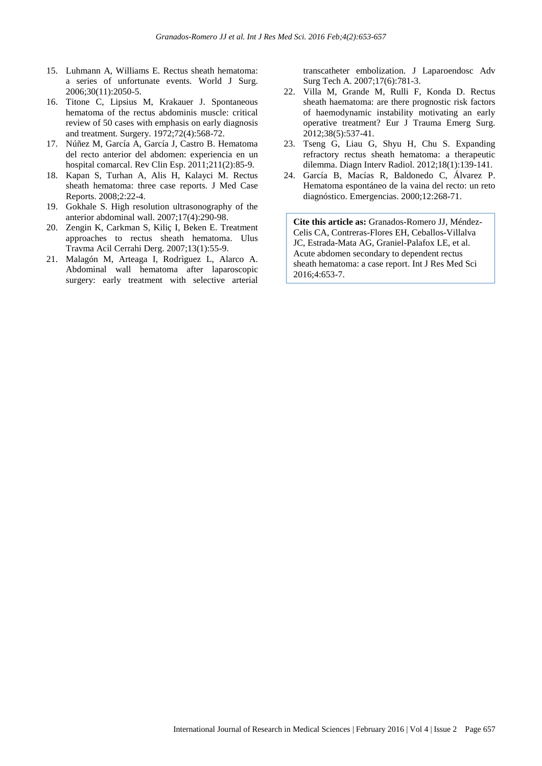15. Luhmann A, Williams E. Rectus sheath hematoma: a series of unfortunate events. World J Surg. 2006;30(11):2050-5.
16. Titone C, Lipsius M, Krakauer J. Spontaneous hematoma of the rectus abdominis muscle: critical review of 50 cases with emphasis on early diagnosis and treatment. Surgery. 1972;72(4):568-72.
17. Núñez M, García A, García J, Castro B. Hematoma del recto anterior del abdomen: experiencia en un hospital comarcal. Rev Clin Esp. 2011;211(2):85-9.
18. Kapan S, Turhan A, Alis H, Kalayci M. Rectus sheath hematoma: three case reports. J Med Case Reports. 2008;2:22-4.
19. Gokhale S. High resolution ultrasonography of the anterior abdominal wall. 2007;17(4):290-98.
20. Zengin K, Carkman S, Kiliç I, Beken E. Treatment approaches to rectus sheath hematoma. Ulus Travma Acil Cerrahi Derg. 2007;13(1):55-9.
21. Malagón M, Arteaga I, Rodriguez L, Alarco A. Abdominal wall hematoma after laparoscopic surgery: early treatment with selective arterial transcatheter embolization. J Laparoendosc Adv Surg Tech A. 2007;17(6):781-3.
22. Villa M, Grande M, Rulli F, Konda D. Rectus sheath haematoma: are there prognostic risk factors of haemodynamic instability motivating an early operative treatment? Eur J Trauma Emerg Surg. 2012;38(5):537-41.
23. Tseng G, Liau G, Shyu H, Chu S. Expanding refractory rectus sheath hematoma: a therapeutic dilemma. Diagn Interv Radiol. 2012;18(1):139-141.
24. García B, Macías R, Baldonedo C, Álvarez P. Hematoma espontáneo de la vaina del recto: un reto diagnóstico. Emergencias. 2000;12:268-71.

**Cite this article as:** Granados-Romero JJ, Méndez-Celis CA, Contreras-Flores EH, Ceballos-Villalva JC, Estrada-Mata AG, Graniel-Palafox LE, et al. Acute abdomen secondary to dependent rectus sheath hematoma: a case report. Int J Res Med Sci 2016;4:653-7.